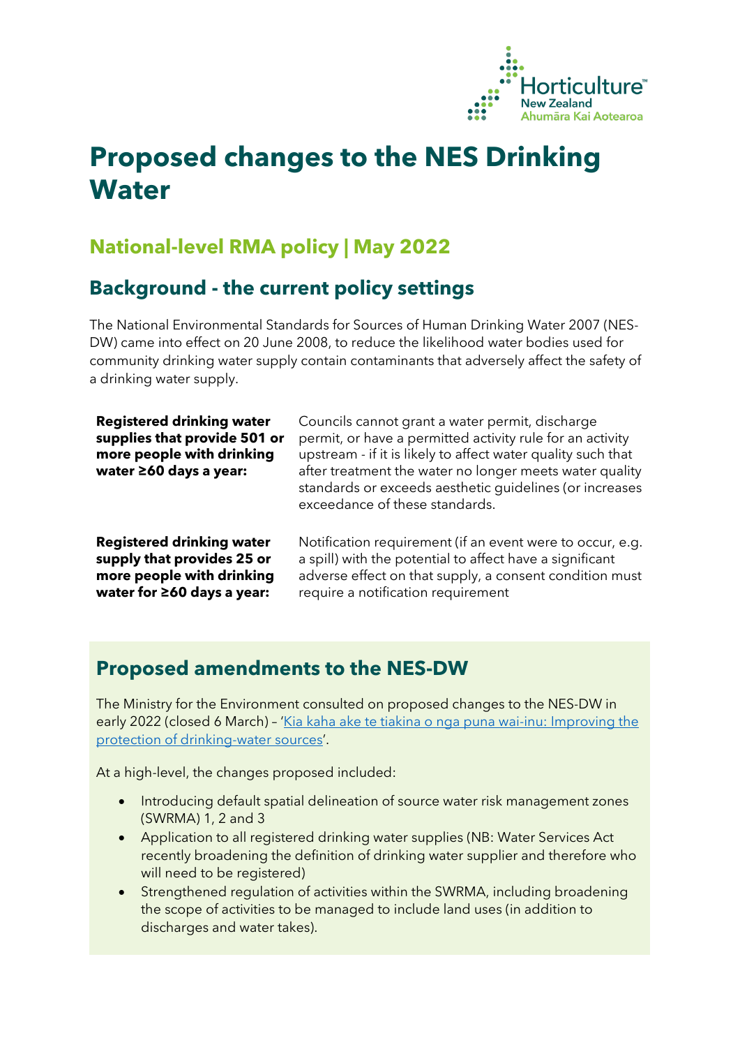# Proposed changes to the NES Drinking Water

## National-level RMA policy | May 2022

## Background - the current policy settings

The National Environmental Standards for Sources of Human Drinking Water 2007 (NES-DW) came into effect on 20 June 2008, to reduce the likelihood water bodies used for community drinking water supply contain contaminants that adversely affect the safety of a drinking water supply.

| | |
|---|---|
| **Registered drinking water supplies that provide 501 or more people with drinking water ≥60 days a year:** | Councils cannot grant a water permit, discharge permit, or have a permitted activity rule for an activity upstream - if it is likely to affect water quality such that after treatment the water no longer meets water quality standards or exceeds aesthetic guidelines (or increases exceedance of these standards. |
| **Registered drinking water supply that provides 25 or more people with drinking water for ≥60 days a year:** | Notification requirement (if an event were to occur, e.g. a spill) with the potential to affect have a significant adverse effect on that supply, a consent condition must require a notification requirement |

## Proposed amendments to the NES-DW

The Ministry for the Environment consulted on proposed changes to the NES-DW in early 2022 (closed 6 March) – '[Kia kaha ake te tiakina o nga puna wai-inu: Improving the protection of drinking-water sources]'.

At a high-level, the changes proposed included:

- Introducing default spatial delineation of source water risk management zones (SWRMA) 1, 2 and 3
- Application to all registered drinking water supplies (NB: Water Services Act recently broadening the definition of drinking water supplier and therefore who will need to be registered)
- Strengthened regulation of activities within the SWRMA, including broadening the scope of activities to be managed to include land uses (in addition to discharges and water takes).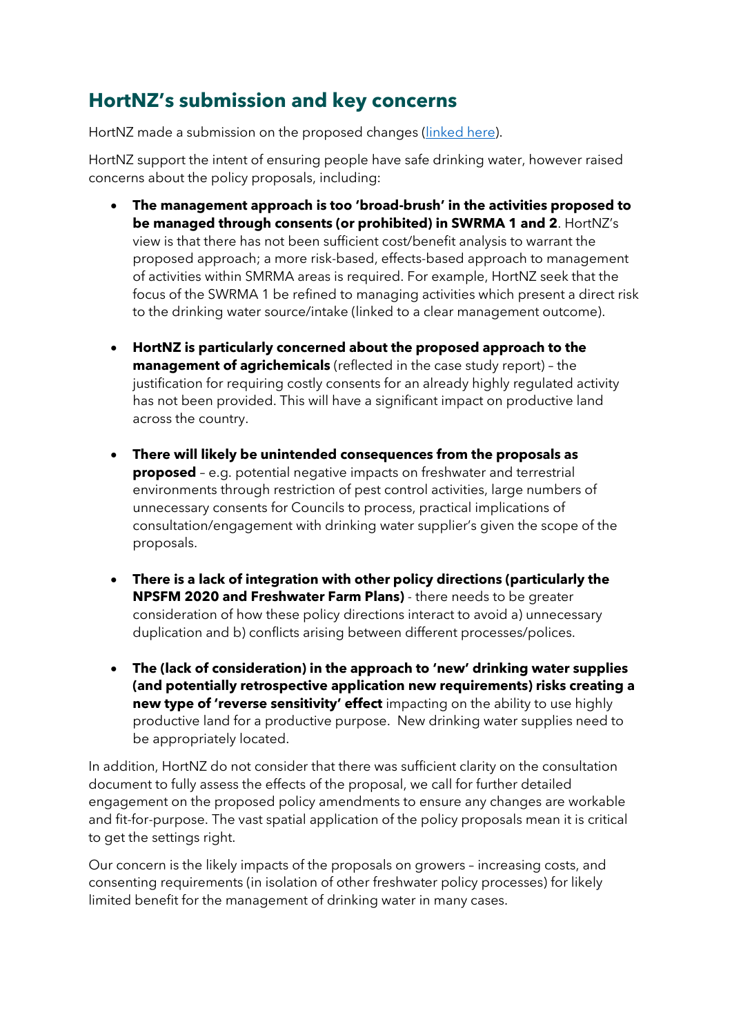## HortNZ's submission and key concerns

HortNZ made a submission on the proposed changes ([linked here]()).

HortNZ support the intent of ensuring people have safe drinking water, however raised concerns about the policy proposals, including:

- **The management approach is too 'broad-brush' in the activities proposed to be managed through consents (or prohibited) in SWRMA 1 and 2**. HortNZ's view is that there has not been sufficient cost/benefit analysis to warrant the proposed approach; a more risk-based, effects-based approach to management of activities within SMRMA areas is required. For example, HortNZ seek that the focus of the SWRMA 1 be refined to managing activities which present a direct risk to the drinking water source/intake (linked to a clear management outcome).

- **HortNZ is particularly concerned about the proposed approach to the management of agrichemicals** (reflected in the case study report) – the justification for requiring costly consents for an already highly regulated activity has not been provided. This will have a significant impact on productive land across the country.

- **There will likely be unintended consequences from the proposals as proposed** – e.g. potential negative impacts on freshwater and terrestrial environments through restriction of pest control activities, large numbers of unnecessary consents for Councils to process, practical implications of consultation/engagement with drinking water supplier's given the scope of the proposals.

- **There is a lack of integration with other policy directions (particularly the NPSFM 2020 and Freshwater Farm Plans)** - there needs to be greater consideration of how these policy directions interact to avoid a) unnecessary duplication and b) conflicts arising between different processes/polices.

- **The (lack of consideration) in the approach to 'new' drinking water supplies (and potentially retrospective application new requirements) risks creating a new type of 'reverse sensitivity' effect** impacting on the ability to use highly productive land for a productive purpose. New drinking water supplies need to be appropriately located.

In addition, HortNZ do not consider that there was sufficient clarity on the consultation document to fully assess the effects of the proposal, we call for further detailed engagement on the proposed policy amendments to ensure any changes are workable and fit-for-purpose. The vast spatial application of the policy proposals mean it is critical to get the settings right.

Our concern is the likely impacts of the proposals on growers – increasing costs, and consenting requirements (in isolation of other freshwater policy processes) for likely limited benefit for the management of drinking water in many cases.